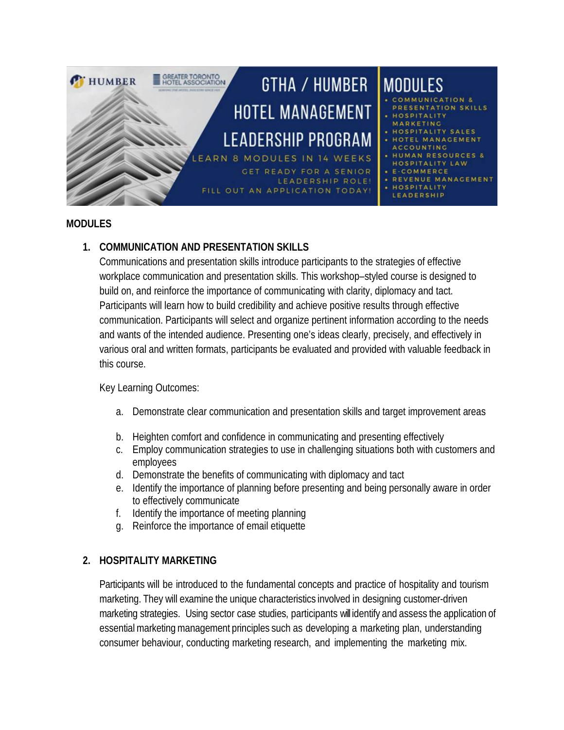GTHA / HUMBER HOTEL MANAGEMENT LEADERSHIP PROGRAM

LEARN 8 MODULES IN 14 WEEKS

GET READY FOR A SENIOR LEADERSHIP ROLE!

FILL OUT AN APPLICATION TODAY!

MODULES

- COMMUNICATION & PRESENTATION SKILLS
- HOSPITALITY MARKETING
- HOSPITALITY SALES
- HOTEL MANAGEMENT ACCOUNTING
- HUMAN RESOURCES & HOSPITALITY LAW
- E-COMMERCE
- REVENUE MANAGEMENT
- HOSPITALITY LEADERSHIP

## MODULES

### 1. COMMUNICATION AND PRESENTATION SKILLS

Communications and presentation skills introduce participants to the strategies of effective workplace communication and presentation skills. This workshop–styled course is designed to build on, and reinforce the importance of communicating with clarity, diplomacy and tact. Participants will learn how to build credibility and achieve positive results through effective communication. Participants will select and organize pertinent information according to the needs and wants of the intended audience. Presenting one's ideas clearly, precisely, and effectively in various oral and written formats, participants be evaluated and provided with valuable feedback in this course.

Key Learning Outcomes:

a. Demonstrate clear communication and presentation skills and target improvement areas
b. Heighten comfort and confidence in communicating and presenting effectively
c. Employ communication strategies to use in challenging situations both with customers and employees
d. Demonstrate the benefits of communicating with diplomacy and tact
e. Identify the importance of planning before presenting and being personally aware in order to effectively communicate
f. Identify the importance of meeting planning
g. Reinforce the importance of email etiquette

### 2. HOSPITALITY MARKETING

Participants will be introduced to the fundamental concepts and practice of hospitality and tourism marketing. They will examine the unique characteristics involved in designing customer-driven marketing strategies. Using sector case studies, participants will identify and assess the application of essential marketing management principles such as developing a marketing plan, understanding consumer behaviour, conducting marketing research, and implementing the marketing mix.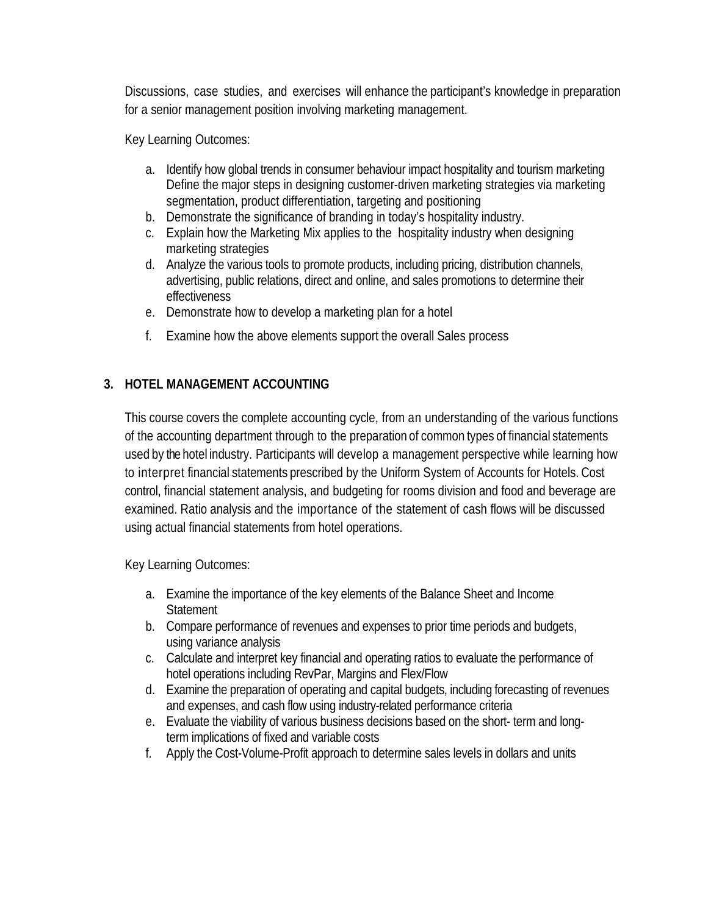Discussions, case studies, and exercises will enhance the participant's knowledge in preparation for a senior management position involving marketing management.

Key Learning Outcomes:

a. Identify how global trends in consumer behaviour impact hospitality and tourism marketing Define the major steps in designing customer-driven marketing strategies via marketing segmentation, product differentiation, targeting and positioning
b. Demonstrate the significance of branding in today's hospitality industry.
c. Explain how the Marketing Mix applies to the hospitality industry when designing marketing strategies
d. Analyze the various tools to promote products, including pricing, distribution channels, advertising, public relations, direct and online, and sales promotions to determine their effectiveness
e. Demonstrate how to develop a marketing plan for a hotel
f. Examine how the above elements support the overall Sales process

## 3. HOTEL MANAGEMENT ACCOUNTING

This course covers the complete accounting cycle, from an understanding of the various functions of the accounting department through to the preparation of common types of financial statements used by the hotel industry. Participants will develop a management perspective while learning how to interpret financial statements prescribed by the Uniform System of Accounts for Hotels. Cost control, financial statement analysis, and budgeting for rooms division and food and beverage are examined. Ratio analysis and the importance of the statement of cash flows will be discussed using actual financial statements from hotel operations.

Key Learning Outcomes:

a. Examine the importance of the key elements of the Balance Sheet and Income Statement
b. Compare performance of revenues and expenses to prior time periods and budgets, using variance analysis
c. Calculate and interpret key financial and operating ratios to evaluate the performance of hotel operations including RevPar, Margins and Flex/Flow
d. Examine the preparation of operating and capital budgets, including forecasting of revenues and expenses, and cash flow using industry-related performance criteria
e. Evaluate the viability of various business decisions based on the short- term and long-term implications of fixed and variable costs
f. Apply the Cost-Volume-Profit approach to determine sales levels in dollars and units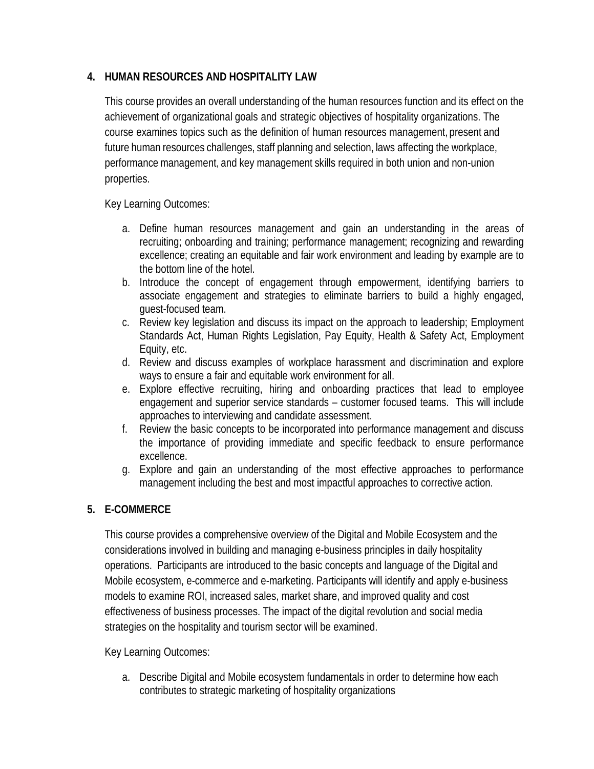## 4. HUMAN RESOURCES AND HOSPITALITY LAW

This course provides an overall understanding of the human resources function and its effect on the achievement of organizational goals and strategic objectives of hospitality organizations. The course examines topics such as the definition of human resources management, present and future human resources challenges, staff planning and selection, laws affecting the workplace, performance management, and key management skills required in both union and non-union properties.

Key Learning Outcomes:

a. Define human resources management and gain an understanding in the areas of recruiting; onboarding and training; performance management; recognizing and rewarding excellence; creating an equitable and fair work environment and leading by example are to the bottom line of the hotel.
b. Introduce the concept of engagement through empowerment, identifying barriers to associate engagement and strategies to eliminate barriers to build a highly engaged, guest-focused team.
c. Review key legislation and discuss its impact on the approach to leadership; Employment Standards Act, Human Rights Legislation, Pay Equity, Health & Safety Act, Employment Equity, etc.
d. Review and discuss examples of workplace harassment and discrimination and explore ways to ensure a fair and equitable work environment for all.
e. Explore effective recruiting, hiring and onboarding practices that lead to employee engagement and superior service standards – customer focused teams. This will include approaches to interviewing and candidate assessment.
f. Review the basic concepts to be incorporated into performance management and discuss the importance of providing immediate and specific feedback to ensure performance excellence.
g. Explore and gain an understanding of the most effective approaches to performance management including the best and most impactful approaches to corrective action.

## 5. E-COMMERCE

This course provides a comprehensive overview of the Digital and Mobile Ecosystem and the considerations involved in building and managing e-business principles in daily hospitality operations. Participants are introduced to the basic concepts and language of the Digital and Mobile ecosystem, e-commerce and e-marketing. Participants will identify and apply e-business models to examine ROI, increased sales, market share, and improved quality and cost effectiveness of business processes. The impact of the digital revolution and social media strategies on the hospitality and tourism sector will be examined.

Key Learning Outcomes:

a. Describe Digital and Mobile ecosystem fundamentals in order to determine how each contributes to strategic marketing of hospitality organizations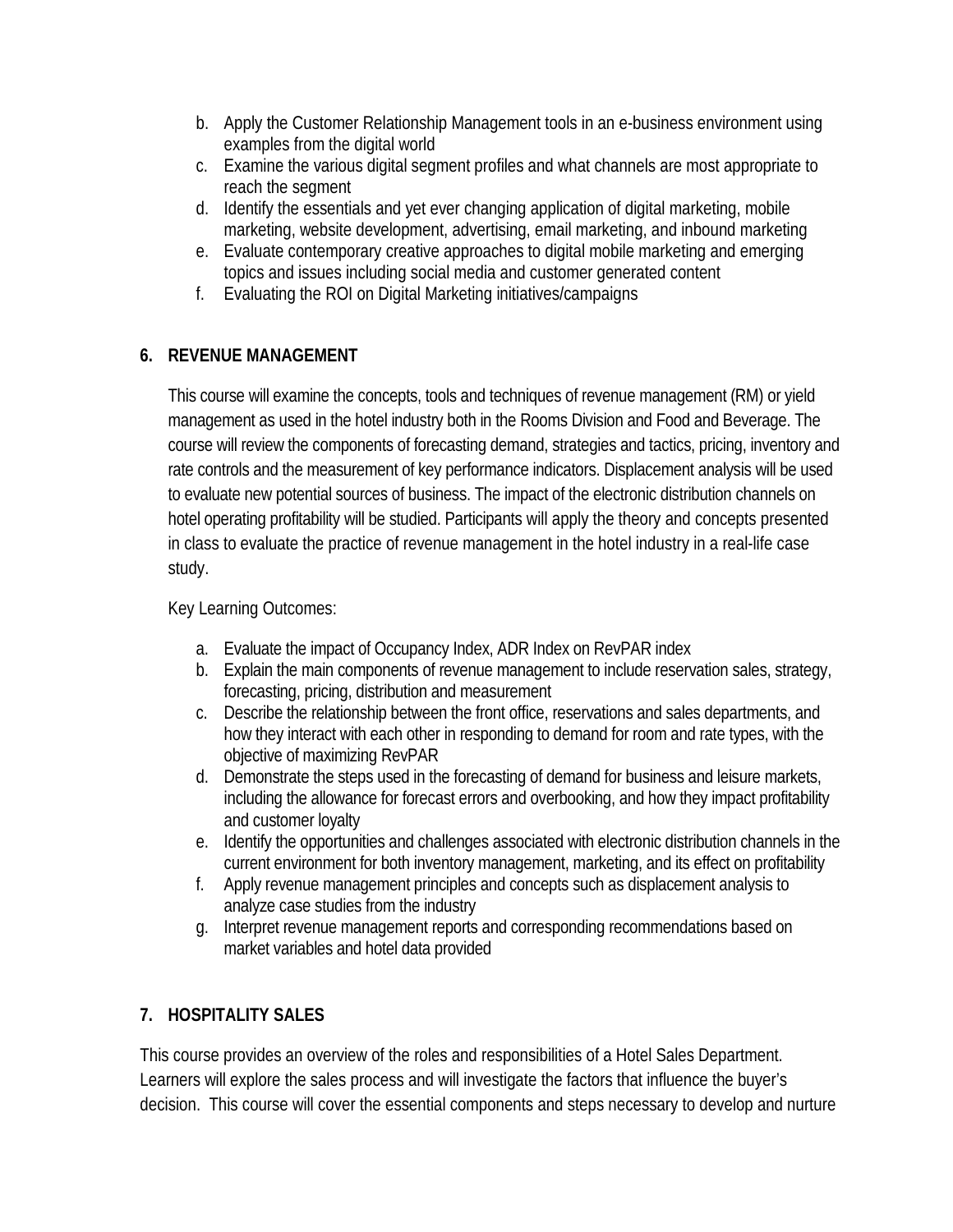b. Apply the Customer Relationship Management tools in an e-business environment using examples from the digital world
c. Examine the various digital segment profiles and what channels are most appropriate to reach the segment
d. Identify the essentials and yet ever changing application of digital marketing, mobile marketing, website development, advertising, email marketing, and inbound marketing
e. Evaluate contemporary creative approaches to digital mobile marketing and emerging topics and issues including social media and customer generated content
f. Evaluating the ROI on Digital Marketing initiatives/campaigns

## 6. REVENUE MANAGEMENT

This course will examine the concepts, tools and techniques of revenue management (RM) or yield management as used in the hotel industry both in the Rooms Division and Food and Beverage. The course will review the components of forecasting demand, strategies and tactics, pricing, inventory and rate controls and the measurement of key performance indicators. Displacement analysis will be used to evaluate new potential sources of business. The impact of the electronic distribution channels on hotel operating profitability will be studied. Participants will apply the theory and concepts presented in class to evaluate the practice of revenue management in the hotel industry in a real-life case study.

Key Learning Outcomes:

a. Evaluate the impact of Occupancy Index, ADR Index on RevPAR index
b. Explain the main components of revenue management to include reservation sales, strategy, forecasting, pricing, distribution and measurement
c. Describe the relationship between the front office, reservations and sales departments, and how they interact with each other in responding to demand for room and rate types, with the objective of maximizing RevPAR
d. Demonstrate the steps used in the forecasting of demand for business and leisure markets, including the allowance for forecast errors and overbooking, and how they impact profitability and customer loyalty
e. Identify the opportunities and challenges associated with electronic distribution channels in the current environment for both inventory management, marketing, and its effect on profitability
f. Apply revenue management principles and concepts such as displacement analysis to analyze case studies from the industry
g. Interpret revenue management reports and corresponding recommendations based on market variables and hotel data provided

## 7. HOSPITALITY SALES

This course provides an overview of the roles and responsibilities of a Hotel Sales Department. Learners will explore the sales process and will investigate the factors that influence the buyer's decision. This course will cover the essential components and steps necessary to develop and nurture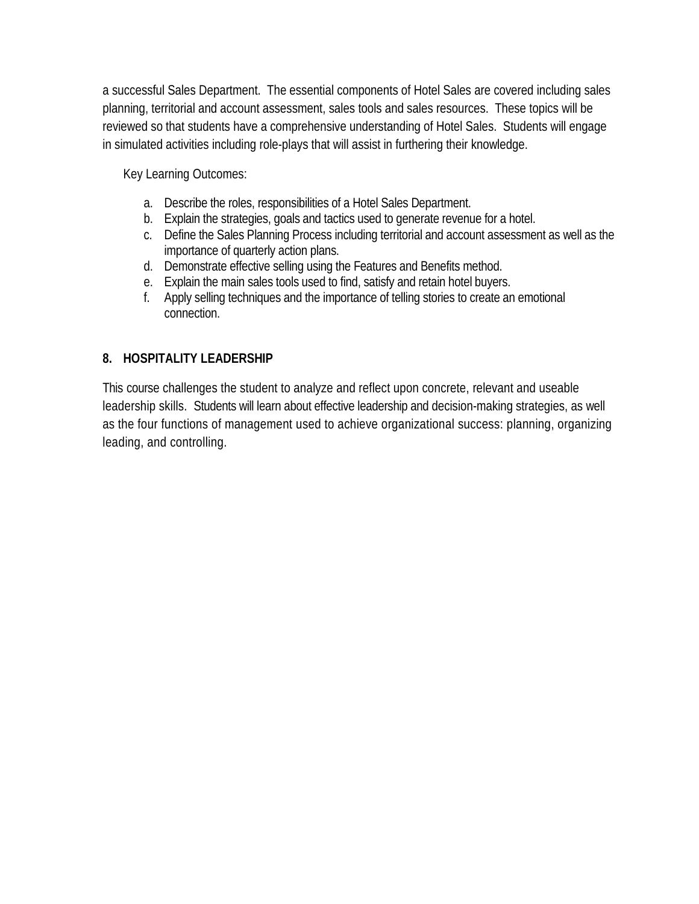a successful Sales Department. The essential components of Hotel Sales are covered including sales planning, territorial and account assessment, sales tools and sales resources. These topics will be reviewed so that students have a comprehensive understanding of Hotel Sales. Students will engage in simulated activities including role-plays that will assist in furthering their knowledge.

Key Learning Outcomes:

a. Describe the roles, responsibilities of a Hotel Sales Department.
b. Explain the strategies, goals and tactics used to generate revenue for a hotel.
c. Define the Sales Planning Process including territorial and account assessment as well as the importance of quarterly action plans.
d. Demonstrate effective selling using the Features and Benefits method.
e. Explain the main sales tools used to find, satisfy and retain hotel buyers.
f. Apply selling techniques and the importance of telling stories to create an emotional connection.

## 8. HOSPITALITY LEADERSHIP

This course challenges the student to analyze and reflect upon concrete, relevant and useable leadership skills. Students will learn about effective leadership and decision-making strategies, as well as the four functions of management used to achieve organizational success: planning, organizing leading, and controlling.